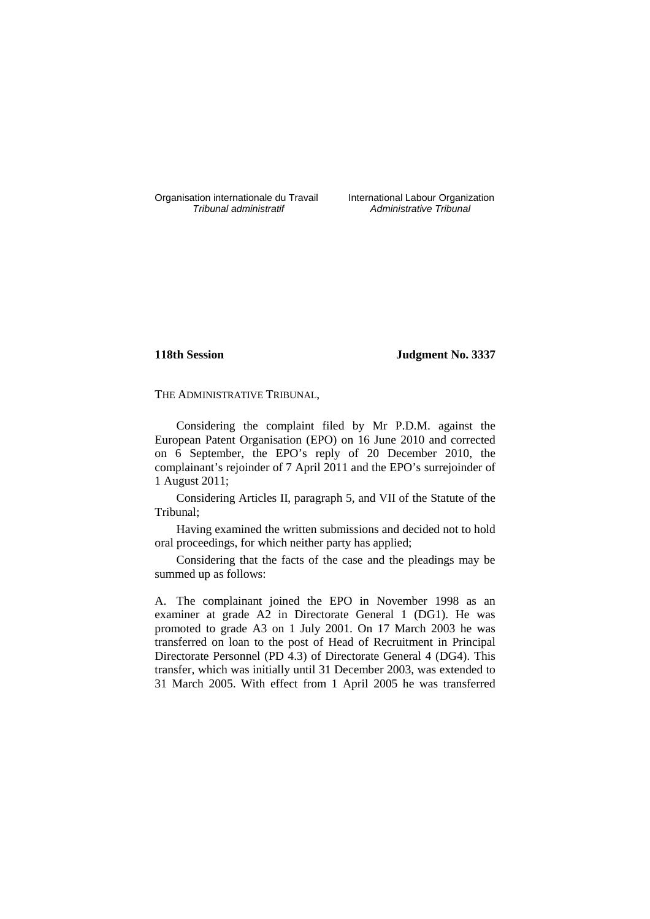Organisation internationale du Travail
*Tribunal administratif*

International Labour Organization
*Administrative Tribunal*

**118th Session**

**Judgment No. 3337**

THE ADMINISTRATIVE TRIBUNAL,

Considering the complaint filed by Mr P.D.M. against the European Patent Organisation (EPO) on 16 June 2010 and corrected on 6 September, the EPO's reply of 20 December 2010, the complainant's rejoinder of 7 April 2011 and the EPO's surrejoinder of 1 August 2011;

Considering Articles II, paragraph 5, and VII of the Statute of the Tribunal;

Having examined the written submissions and decided not to hold oral proceedings, for which neither party has applied;

Considering that the facts of the case and the pleadings may be summed up as follows:

A. The complainant joined the EPO in November 1998 as an examiner at grade A2 in Directorate General 1 (DG1). He was promoted to grade A3 on 1 July 2001. On 17 March 2003 he was transferred on loan to the post of Head of Recruitment in Principal Directorate Personnel (PD 4.3) of Directorate General 4 (DG4). This transfer, which was initially until 31 December 2003, was extended to 31 March 2005. With effect from 1 April 2005 he was transferred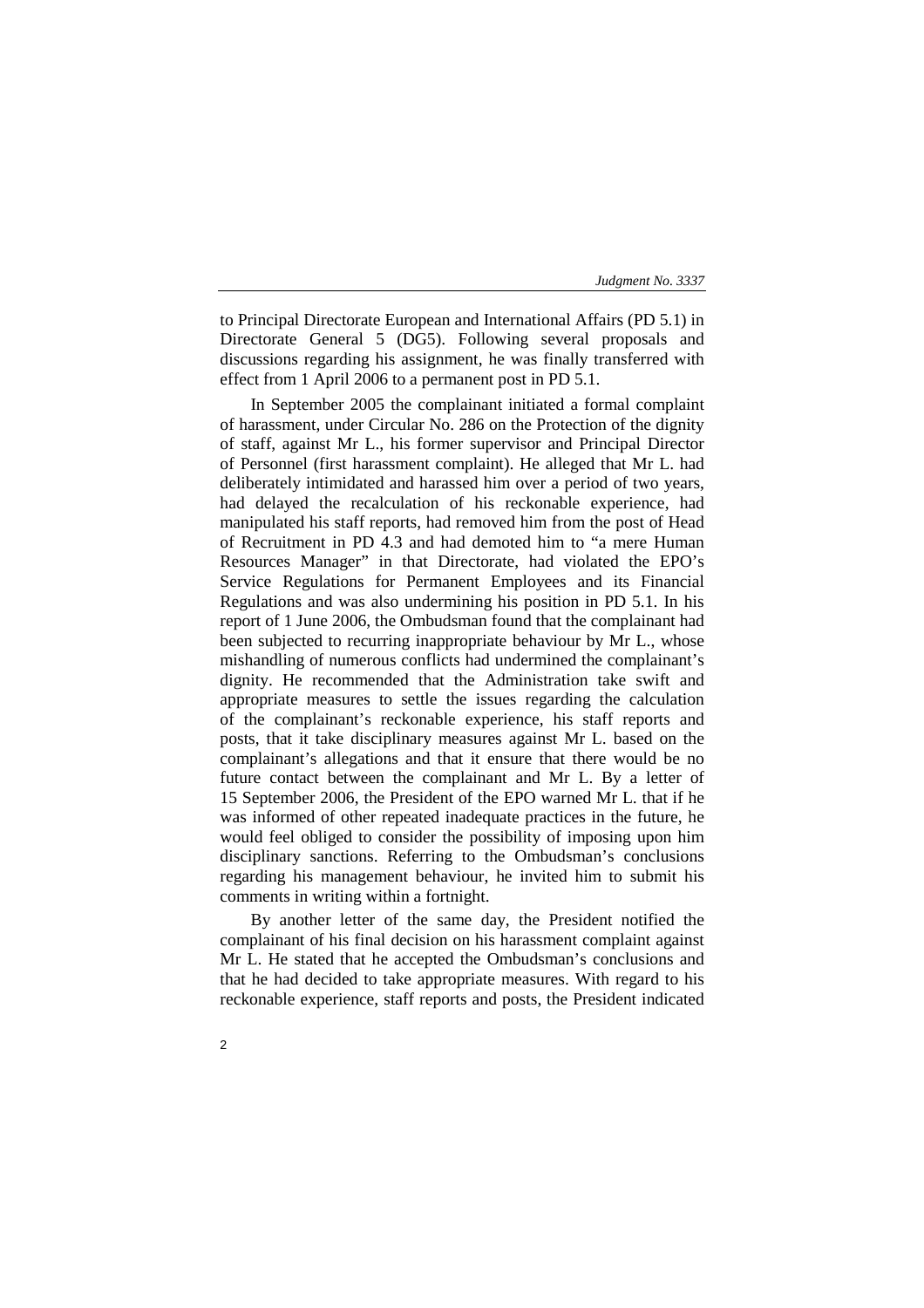to Principal Directorate European and International Affairs (PD 5.1) in Directorate General 5 (DG5). Following several proposals and discussions regarding his assignment, he was finally transferred with effect from 1 April 2006 to a permanent post in PD 5.1.

In September 2005 the complainant initiated a formal complaint of harassment, under Circular No. 286 on the Protection of the dignity of staff, against Mr L., his former supervisor and Principal Director of Personnel (first harassment complaint). He alleged that Mr L. had deliberately intimidated and harassed him over a period of two years, had delayed the recalculation of his reckonable experience, had manipulated his staff reports, had removed him from the post of Head of Recruitment in PD 4.3 and had demoted him to "a mere Human Resources Manager" in that Directorate, had violated the EPO's Service Regulations for Permanent Employees and its Financial Regulations and was also undermining his position in PD 5.1. In his report of 1 June 2006, the Ombudsman found that the complainant had been subjected to recurring inappropriate behaviour by Mr L., whose mishandling of numerous conflicts had undermined the complainant's dignity. He recommended that the Administration take swift and appropriate measures to settle the issues regarding the calculation of the complainant's reckonable experience, his staff reports and posts, that it take disciplinary measures against Mr L. based on the complainant's allegations and that it ensure that there would be no future contact between the complainant and Mr L. By a letter of 15 September 2006, the President of the EPO warned Mr L. that if he was informed of other repeated inadequate practices in the future, he would feel obliged to consider the possibility of imposing upon him disciplinary sanctions. Referring to the Ombudsman's conclusions regarding his management behaviour, he invited him to submit his comments in writing within a fortnight.

By another letter of the same day, the President notified the complainant of his final decision on his harassment complaint against Mr L. He stated that he accepted the Ombudsman's conclusions and that he had decided to take appropriate measures. With regard to his reckonable experience, staff reports and posts, the President indicated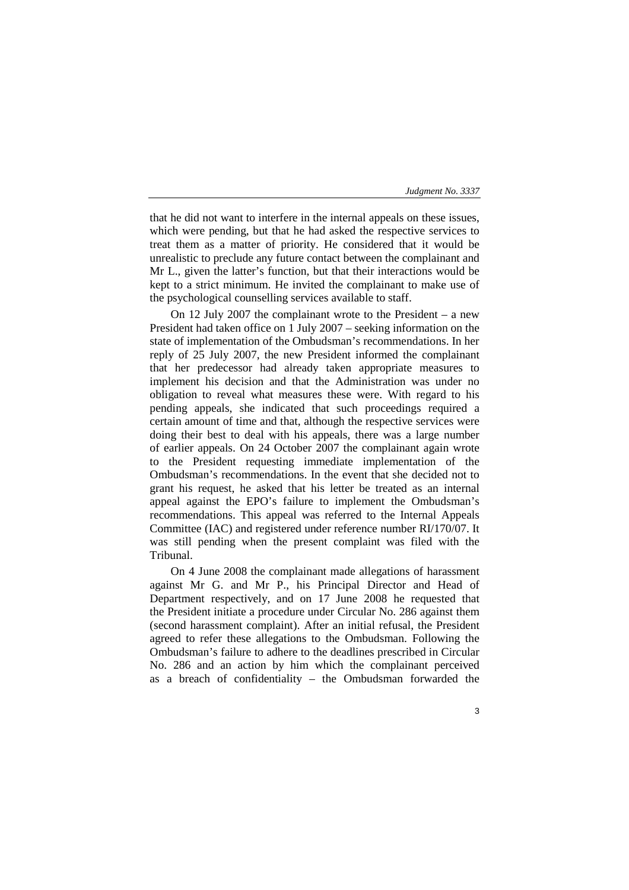that he did not want to interfere in the internal appeals on these issues, which were pending, but that he had asked the respective services to treat them as a matter of priority. He considered that it would be unrealistic to preclude any future contact between the complainant and Mr L., given the latter's function, but that their interactions would be kept to a strict minimum. He invited the complainant to make use of the psychological counselling services available to staff.

On 12 July 2007 the complainant wrote to the President – a new President had taken office on 1 July 2007 – seeking information on the state of implementation of the Ombudsman's recommendations. In her reply of 25 July 2007, the new President informed the complainant that her predecessor had already taken appropriate measures to implement his decision and that the Administration was under no obligation to reveal what measures these were. With regard to his pending appeals, she indicated that such proceedings required a certain amount of time and that, although the respective services were doing their best to deal with his appeals, there was a large number of earlier appeals. On 24 October 2007 the complainant again wrote to the President requesting immediate implementation of the Ombudsman's recommendations. In the event that she decided not to grant his request, he asked that his letter be treated as an internal appeal against the EPO's failure to implement the Ombudsman's recommendations. This appeal was referred to the Internal Appeals Committee (IAC) and registered under reference number RI/170/07. It was still pending when the present complaint was filed with the Tribunal.

On 4 June 2008 the complainant made allegations of harassment against Mr G. and Mr P., his Principal Director and Head of Department respectively, and on 17 June 2008 he requested that the President initiate a procedure under Circular No. 286 against them (second harassment complaint). After an initial refusal, the President agreed to refer these allegations to the Ombudsman. Following the Ombudsman's failure to adhere to the deadlines prescribed in Circular No. 286 and an action by him which the complainant perceived as a breach of confidentiality – the Ombudsman forwarded the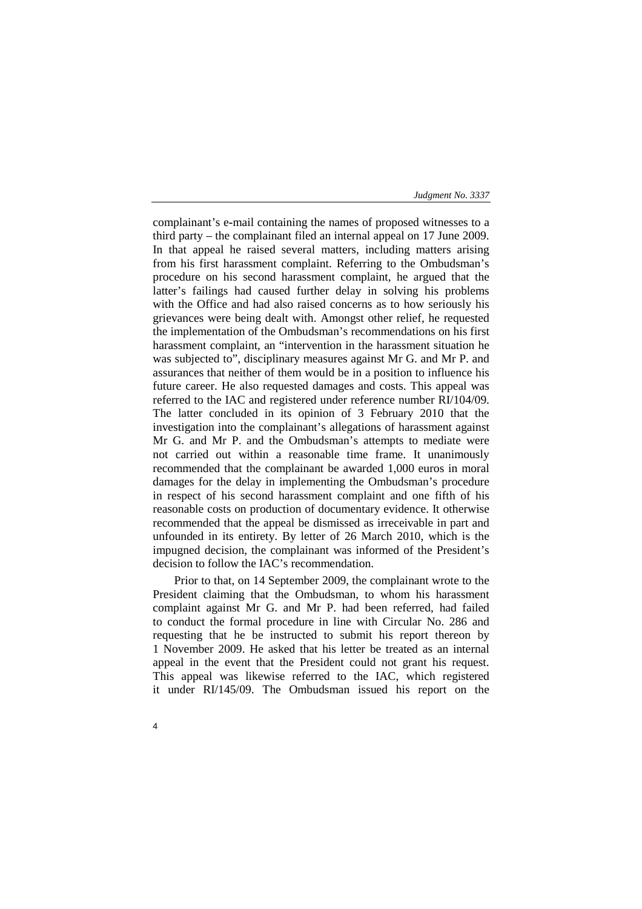complainant's e-mail containing the names of proposed witnesses to a third party – the complainant filed an internal appeal on 17 June 2009. In that appeal he raised several matters, including matters arising from his first harassment complaint. Referring to the Ombudsman's procedure on his second harassment complaint, he argued that the latter's failings had caused further delay in solving his problems with the Office and had also raised concerns as to how seriously his grievances were being dealt with. Amongst other relief, he requested the implementation of the Ombudsman's recommendations on his first harassment complaint, an "intervention in the harassment situation he was subjected to", disciplinary measures against Mr G. and Mr P. and assurances that neither of them would be in a position to influence his future career. He also requested damages and costs. This appeal was referred to the IAC and registered under reference number RI/104/09. The latter concluded in its opinion of 3 February 2010 that the investigation into the complainant's allegations of harassment against Mr G. and Mr P. and the Ombudsman's attempts to mediate were not carried out within a reasonable time frame. It unanimously recommended that the complainant be awarded 1,000 euros in moral damages for the delay in implementing the Ombudsman's procedure in respect of his second harassment complaint and one fifth of his reasonable costs on production of documentary evidence. It otherwise recommended that the appeal be dismissed as irreceivable in part and unfounded in its entirety. By letter of 26 March 2010, which is the impugned decision, the complainant was informed of the President's decision to follow the IAC's recommendation.

Prior to that, on 14 September 2009, the complainant wrote to the President claiming that the Ombudsman, to whom his harassment complaint against Mr G. and Mr P. had been referred, had failed to conduct the formal procedure in line with Circular No. 286 and requesting that he be instructed to submit his report thereon by 1 November 2009. He asked that his letter be treated as an internal appeal in the event that the President could not grant his request. This appeal was likewise referred to the IAC, which registered it under RI/145/09. The Ombudsman issued his report on the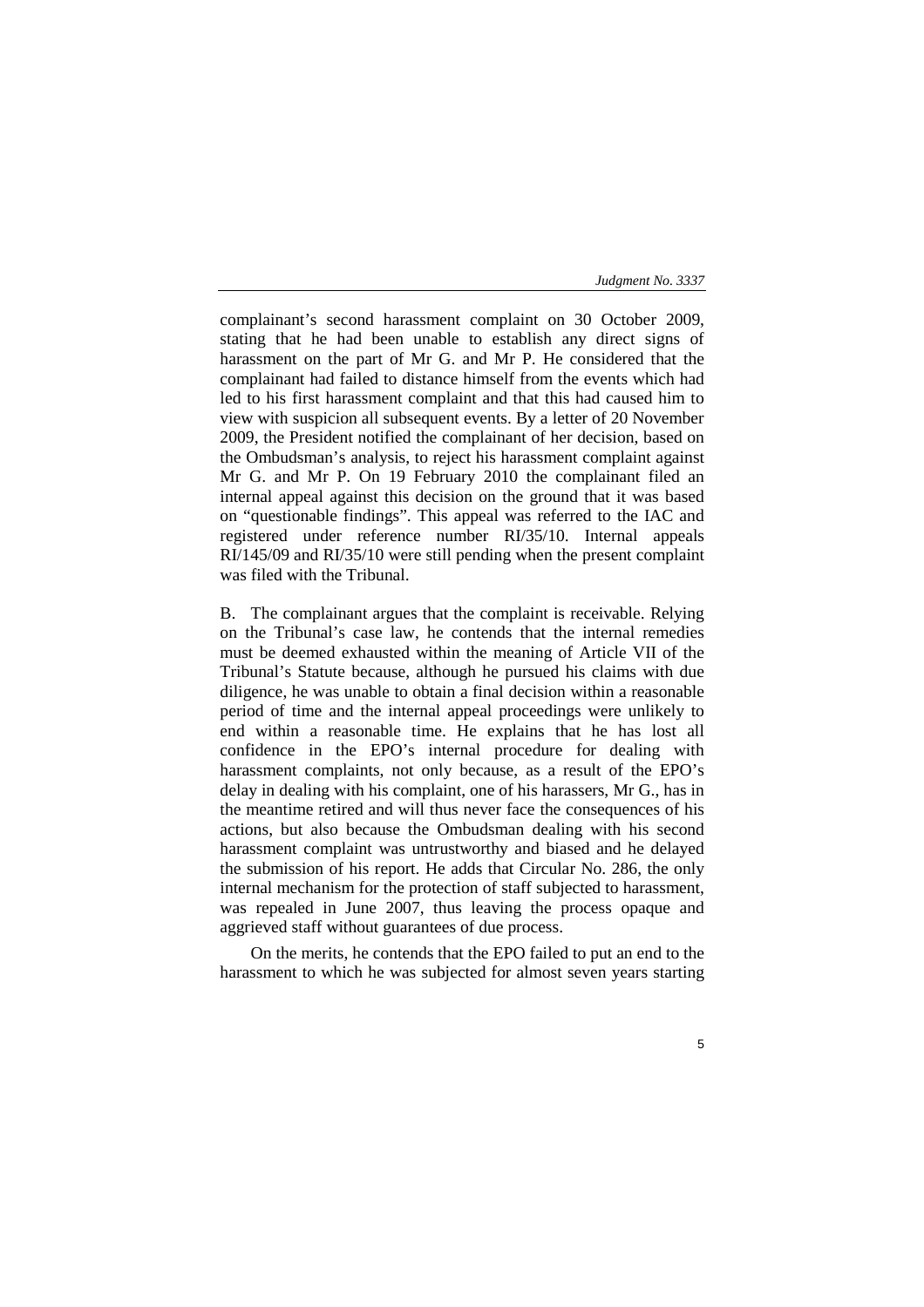complainant's second harassment complaint on 30 October 2009, stating that he had been unable to establish any direct signs of harassment on the part of Mr G. and Mr P. He considered that the complainant had failed to distance himself from the events which had led to his first harassment complaint and that this had caused him to view with suspicion all subsequent events. By a letter of 20 November 2009, the President notified the complainant of her decision, based on the Ombudsman's analysis, to reject his harassment complaint against Mr G. and Mr P. On 19 February 2010 the complainant filed an internal appeal against this decision on the ground that it was based on "questionable findings". This appeal was referred to the IAC and registered under reference number RI/35/10. Internal appeals RI/145/09 and RI/35/10 were still pending when the present complaint was filed with the Tribunal.

B. The complainant argues that the complaint is receivable. Relying on the Tribunal's case law, he contends that the internal remedies must be deemed exhausted within the meaning of Article VII of the Tribunal's Statute because, although he pursued his claims with due diligence, he was unable to obtain a final decision within a reasonable period of time and the internal appeal proceedings were unlikely to end within a reasonable time. He explains that he has lost all confidence in the EPO's internal procedure for dealing with harassment complaints, not only because, as a result of the EPO's delay in dealing with his complaint, one of his harassers, Mr G., has in the meantime retired and will thus never face the consequences of his actions, but also because the Ombudsman dealing with his second harassment complaint was untrustworthy and biased and he delayed the submission of his report. He adds that Circular No. 286, the only internal mechanism for the protection of staff subjected to harassment, was repealed in June 2007, thus leaving the process opaque and aggrieved staff without guarantees of due process.

On the merits, he contends that the EPO failed to put an end to the harassment to which he was subjected for almost seven years starting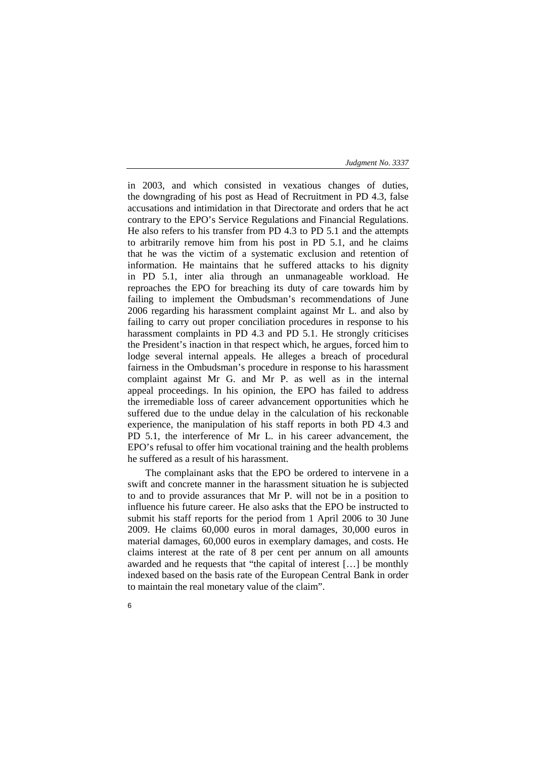in 2003, and which consisted in vexatious changes of duties, the downgrading of his post as Head of Recruitment in PD 4.3, false accusations and intimidation in that Directorate and orders that he act contrary to the EPO's Service Regulations and Financial Regulations. He also refers to his transfer from PD 4.3 to PD 5.1 and the attempts to arbitrarily remove him from his post in PD 5.1, and he claims that he was the victim of a systematic exclusion and retention of information. He maintains that he suffered attacks to his dignity in PD 5.1, inter alia through an unmanageable workload. He reproaches the EPO for breaching its duty of care towards him by failing to implement the Ombudsman's recommendations of June 2006 regarding his harassment complaint against Mr L. and also by failing to carry out proper conciliation procedures in response to his harassment complaints in PD 4.3 and PD 5.1. He strongly criticises the President's inaction in that respect which, he argues, forced him to lodge several internal appeals. He alleges a breach of procedural fairness in the Ombudsman's procedure in response to his harassment complaint against Mr G. and Mr P. as well as in the internal appeal proceedings. In his opinion, the EPO has failed to address the irremediable loss of career advancement opportunities which he suffered due to the undue delay in the calculation of his reckonable experience, the manipulation of his staff reports in both PD 4.3 and PD 5.1, the interference of Mr L. in his career advancement, the EPO's refusal to offer him vocational training and the health problems he suffered as a result of his harassment.

The complainant asks that the EPO be ordered to intervene in a swift and concrete manner in the harassment situation he is subjected to and to provide assurances that Mr P. will not be in a position to influence his future career. He also asks that the EPO be instructed to submit his staff reports for the period from 1 April 2006 to 30 June 2009. He claims 60,000 euros in moral damages, 30,000 euros in material damages, 60,000 euros in exemplary damages, and costs. He claims interest at the rate of 8 per cent per annum on all amounts awarded and he requests that "the capital of interest […] be monthly indexed based on the basis rate of the European Central Bank in order to maintain the real monetary value of the claim".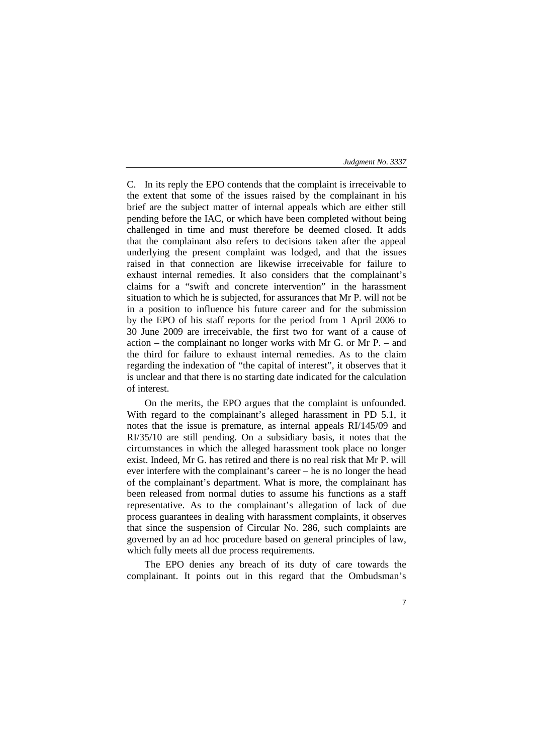C. In its reply the EPO contends that the complaint is irreceivable to the extent that some of the issues raised by the complainant in his brief are the subject matter of internal appeals which are either still pending before the IAC, or which have been completed without being challenged in time and must therefore be deemed closed. It adds that the complainant also refers to decisions taken after the appeal underlying the present complaint was lodged, and that the issues raised in that connection are likewise irreceivable for failure to exhaust internal remedies. It also considers that the complainant's claims for a "swift and concrete intervention" in the harassment situation to which he is subjected, for assurances that Mr P. will not be in a position to influence his future career and for the submission by the EPO of his staff reports for the period from 1 April 2006 to 30 June 2009 are irreceivable, the first two for want of a cause of action – the complainant no longer works with Mr G. or Mr P. – and the third for failure to exhaust internal remedies. As to the claim regarding the indexation of "the capital of interest", it observes that it is unclear and that there is no starting date indicated for the calculation of interest.

On the merits, the EPO argues that the complaint is unfounded. With regard to the complainant's alleged harassment in PD 5.1, it notes that the issue is premature, as internal appeals RI/145/09 and RI/35/10 are still pending. On a subsidiary basis, it notes that the circumstances in which the alleged harassment took place no longer exist. Indeed, Mr G. has retired and there is no real risk that Mr P. will ever interfere with the complainant's career – he is no longer the head of the complainant's department. What is more, the complainant has been released from normal duties to assume his functions as a staff representative. As to the complainant's allegation of lack of due process guarantees in dealing with harassment complaints, it observes that since the suspension of Circular No. 286, such complaints are governed by an ad hoc procedure based on general principles of law, which fully meets all due process requirements.

The EPO denies any breach of its duty of care towards the complainant. It points out in this regard that the Ombudsman's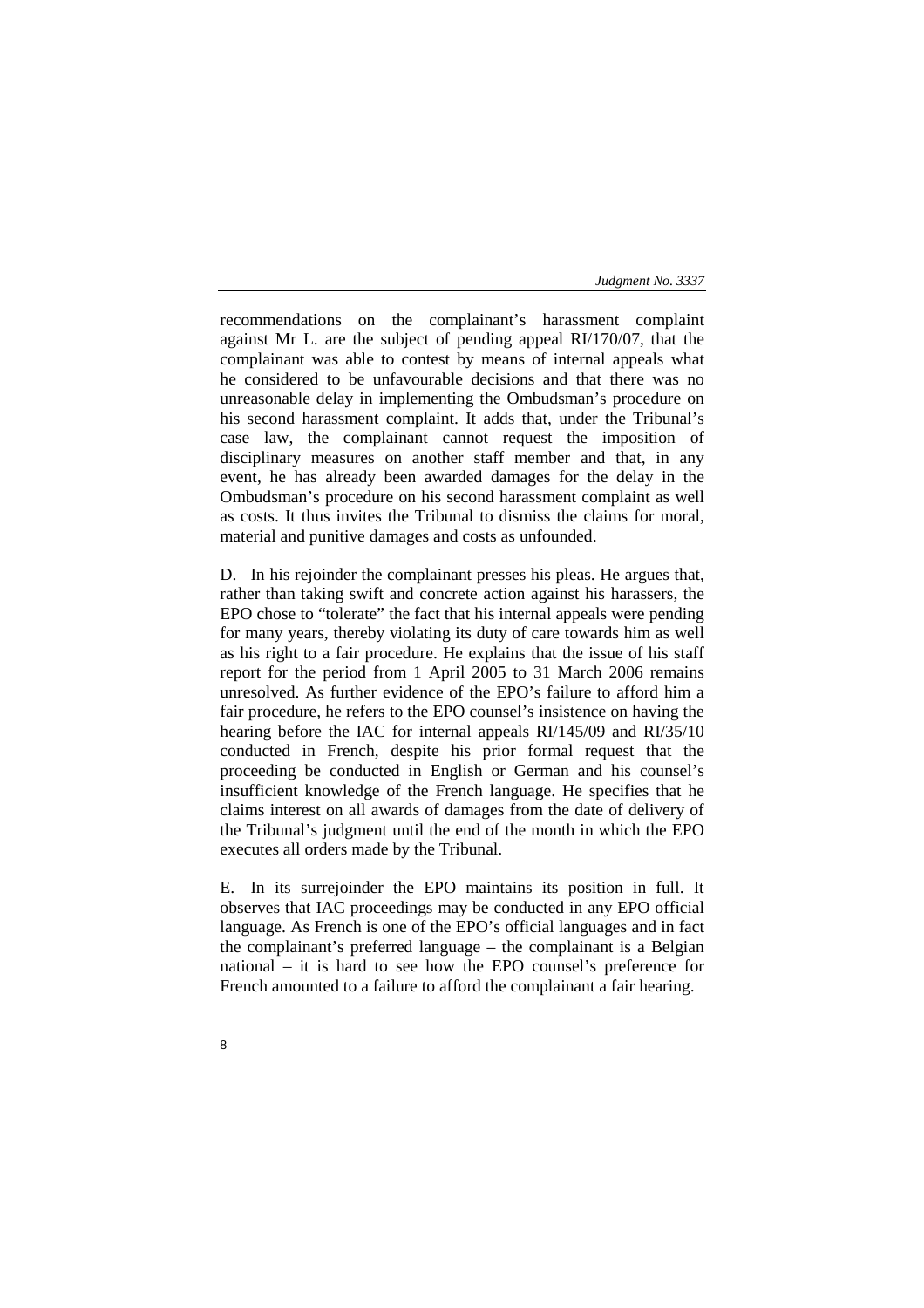recommendations on the complainant's harassment complaint against Mr L. are the subject of pending appeal RI/170/07, that the complainant was able to contest by means of internal appeals what he considered to be unfavourable decisions and that there was no unreasonable delay in implementing the Ombudsman's procedure on his second harassment complaint. It adds that, under the Tribunal's case law, the complainant cannot request the imposition of disciplinary measures on another staff member and that, in any event, he has already been awarded damages for the delay in the Ombudsman's procedure on his second harassment complaint as well as costs. It thus invites the Tribunal to dismiss the claims for moral, material and punitive damages and costs as unfounded.

D. In his rejoinder the complainant presses his pleas. He argues that, rather than taking swift and concrete action against his harassers, the EPO chose to "tolerate" the fact that his internal appeals were pending for many years, thereby violating its duty of care towards him as well as his right to a fair procedure. He explains that the issue of his staff report for the period from 1 April 2005 to 31 March 2006 remains unresolved. As further evidence of the EPO's failure to afford him a fair procedure, he refers to the EPO counsel's insistence on having the hearing before the IAC for internal appeals RI/145/09 and RI/35/10 conducted in French, despite his prior formal request that the proceeding be conducted in English or German and his counsel's insufficient knowledge of the French language. He specifies that he claims interest on all awards of damages from the date of delivery of the Tribunal's judgment until the end of the month in which the EPO executes all orders made by the Tribunal.

E. In its surrejoinder the EPO maintains its position in full. It observes that IAC proceedings may be conducted in any EPO official language. As French is one of the EPO's official languages and in fact the complainant's preferred language – the complainant is a Belgian national – it is hard to see how the EPO counsel's preference for French amounted to a failure to afford the complainant a fair hearing.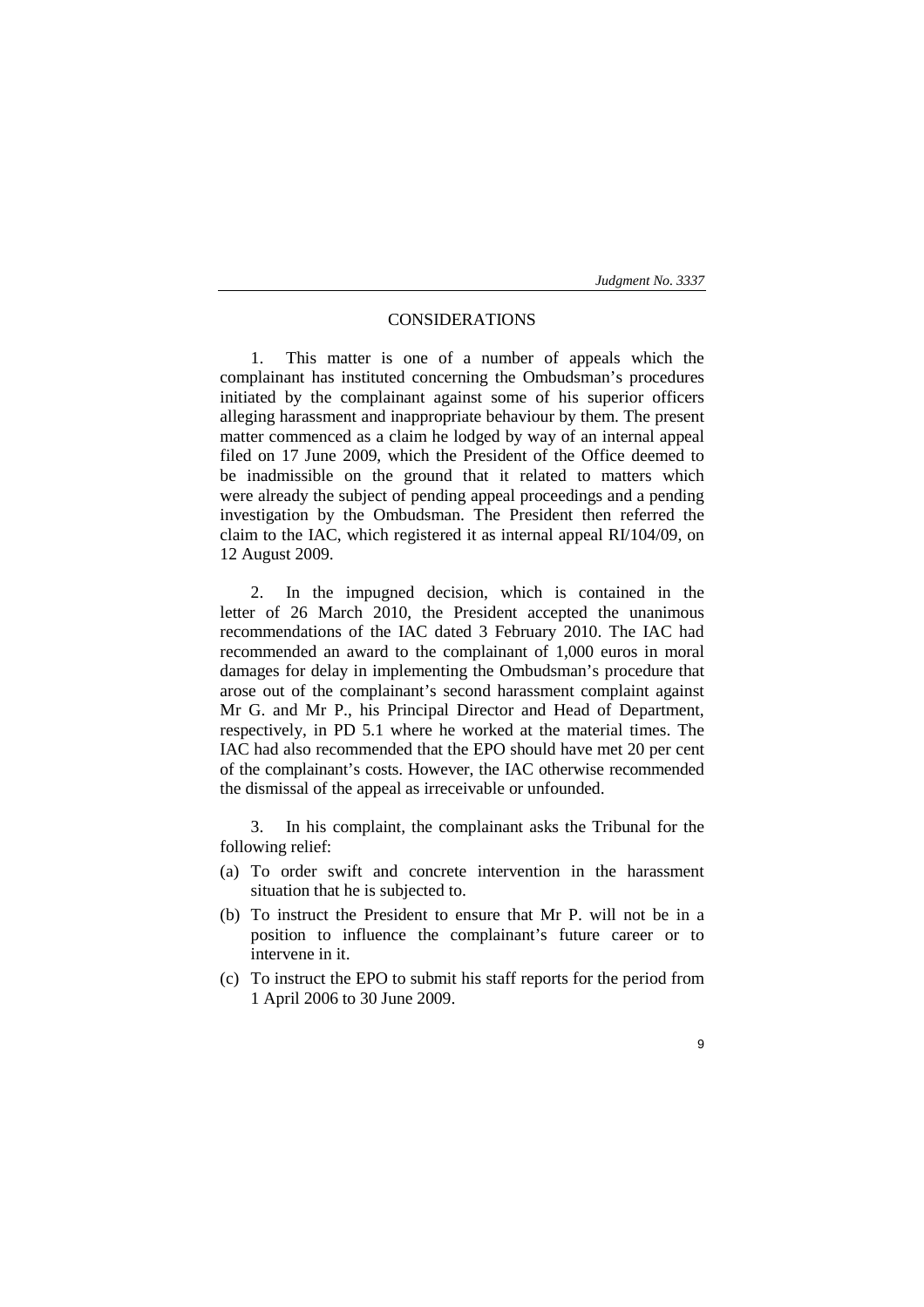## CONSIDERATIONS

1. This matter is one of a number of appeals which the complainant has instituted concerning the Ombudsman's procedures initiated by the complainant against some of his superior officers alleging harassment and inappropriate behaviour by them. The present matter commenced as a claim he lodged by way of an internal appeal filed on 17 June 2009, which the President of the Office deemed to be inadmissible on the ground that it related to matters which were already the subject of pending appeal proceedings and a pending investigation by the Ombudsman. The President then referred the claim to the IAC, which registered it as internal appeal RI/104/09, on 12 August 2009.

2. In the impugned decision, which is contained in the letter of 26 March 2010, the President accepted the unanimous recommendations of the IAC dated 3 February 2010. The IAC had recommended an award to the complainant of 1,000 euros in moral damages for delay in implementing the Ombudsman's procedure that arose out of the complainant's second harassment complaint against Mr G. and Mr P., his Principal Director and Head of Department, respectively, in PD 5.1 where he worked at the material times. The IAC had also recommended that the EPO should have met 20 per cent of the complainant's costs. However, the IAC otherwise recommended the dismissal of the appeal as irreceivable or unfounded.

3. In his complaint, the complainant asks the Tribunal for the following relief:

(a) To order swift and concrete intervention in the harassment situation that he is subjected to.

(b) To instruct the President to ensure that Mr P. will not be in a position to influence the complainant's future career or to intervene in it.

(c) To instruct the EPO to submit his staff reports for the period from 1 April 2006 to 30 June 2009.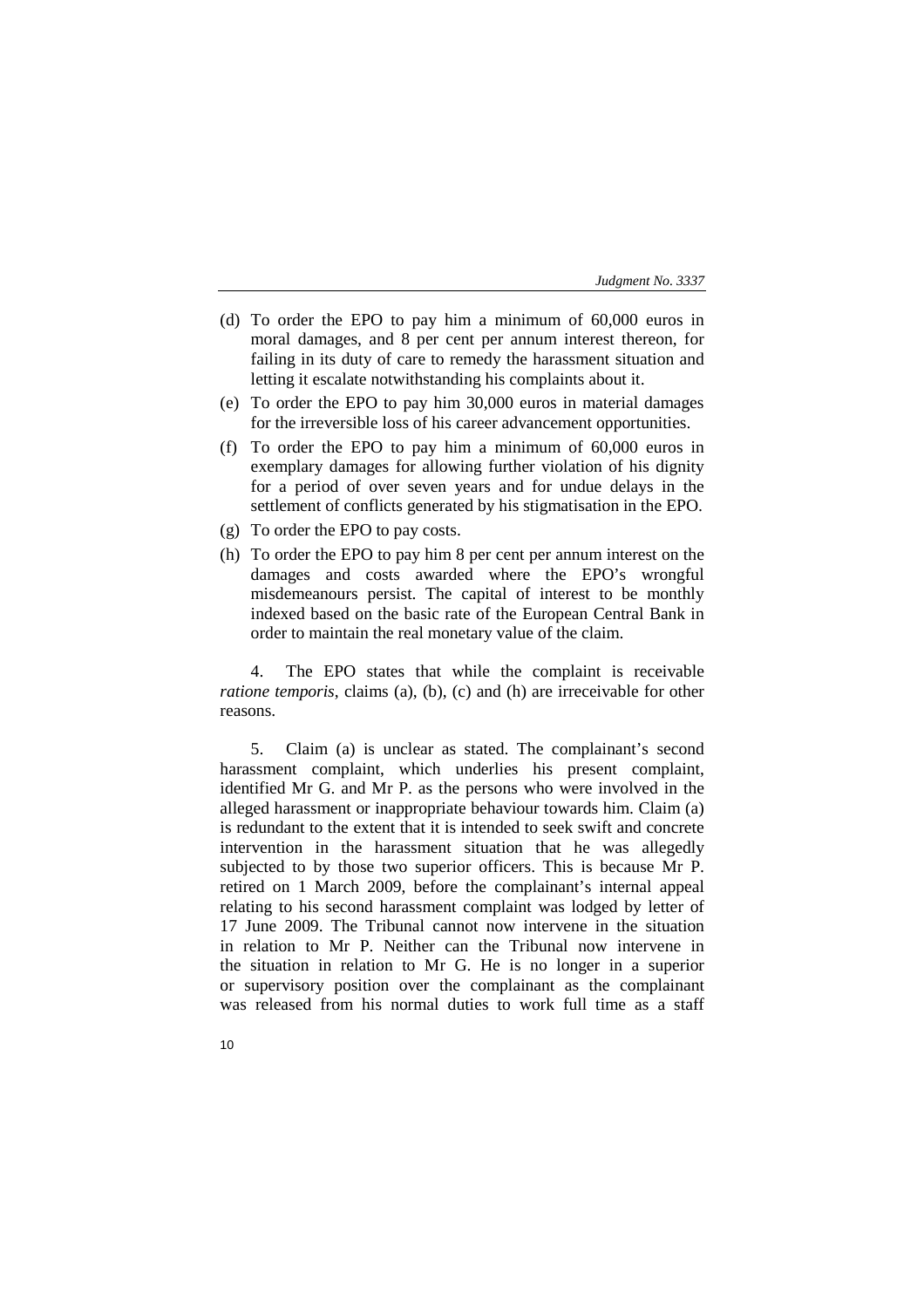(d) To order the EPO to pay him a minimum of 60,000 euros in moral damages, and 8 per cent per annum interest thereon, for failing in its duty of care to remedy the harassment situation and letting it escalate notwithstanding his complaints about it.

(e) To order the EPO to pay him 30,000 euros in material damages for the irreversible loss of his career advancement opportunities.

(f) To order the EPO to pay him a minimum of 60,000 euros in exemplary damages for allowing further violation of his dignity for a period of over seven years and for undue delays in the settlement of conflicts generated by his stigmatisation in the EPO.

(g) To order the EPO to pay costs.

(h) To order the EPO to pay him 8 per cent per annum interest on the damages and costs awarded where the EPO's wrongful misdemeanours persist. The capital of interest to be monthly indexed based on the basic rate of the European Central Bank in order to maintain the real monetary value of the claim.

4. The EPO states that while the complaint is receivable *ratione temporis*, claims (a), (b), (c) and (h) are irreceivable for other reasons.

5. Claim (a) is unclear as stated. The complainant's second harassment complaint, which underlies his present complaint, identified Mr G. and Mr P. as the persons who were involved in the alleged harassment or inappropriate behaviour towards him. Claim (a) is redundant to the extent that it is intended to seek swift and concrete intervention in the harassment situation that he was allegedly subjected to by those two superior officers. This is because Mr P. retired on 1 March 2009, before the complainant's internal appeal relating to his second harassment complaint was lodged by letter of 17 June 2009. The Tribunal cannot now intervene in the situation in relation to Mr P. Neither can the Tribunal now intervene in the situation in relation to Mr G. He is no longer in a superior or supervisory position over the complainant as the complainant was released from his normal duties to work full time as a staff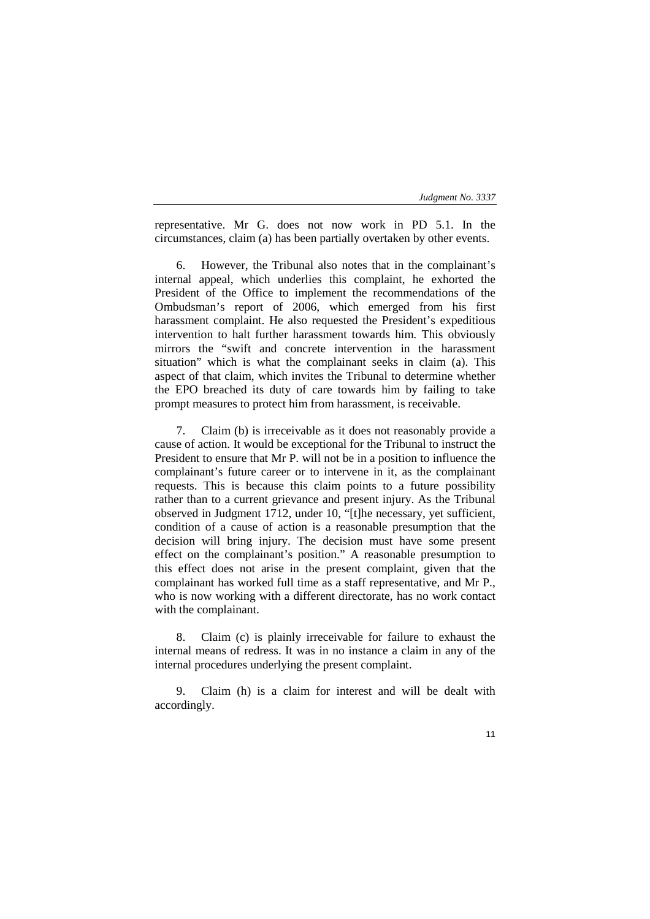representative. Mr G. does not now work in PD 5.1. In the circumstances, claim (a) has been partially overtaken by other events.

6. However, the Tribunal also notes that in the complainant's internal appeal, which underlies this complaint, he exhorted the President of the Office to implement the recommendations of the Ombudsman's report of 2006, which emerged from his first harassment complaint. He also requested the President's expeditious intervention to halt further harassment towards him. This obviously mirrors the "swift and concrete intervention in the harassment situation" which is what the complainant seeks in claim (a). This aspect of that claim, which invites the Tribunal to determine whether the EPO breached its duty of care towards him by failing to take prompt measures to protect him from harassment, is receivable.

7. Claim (b) is irreceivable as it does not reasonably provide a cause of action. It would be exceptional for the Tribunal to instruct the President to ensure that Mr P. will not be in a position to influence the complainant's future career or to intervene in it, as the complainant requests. This is because this claim points to a future possibility rather than to a current grievance and present injury. As the Tribunal observed in Judgment 1712, under 10, "[t]he necessary, yet sufficient, condition of a cause of action is a reasonable presumption that the decision will bring injury. The decision must have some present effect on the complainant's position." A reasonable presumption to this effect does not arise in the present complaint, given that the complainant has worked full time as a staff representative, and Mr P., who is now working with a different directorate, has no work contact with the complainant.

8. Claim (c) is plainly irreceivable for failure to exhaust the internal means of redress. It was in no instance a claim in any of the internal procedures underlying the present complaint.

9. Claim (h) is a claim for interest and will be dealt with accordingly.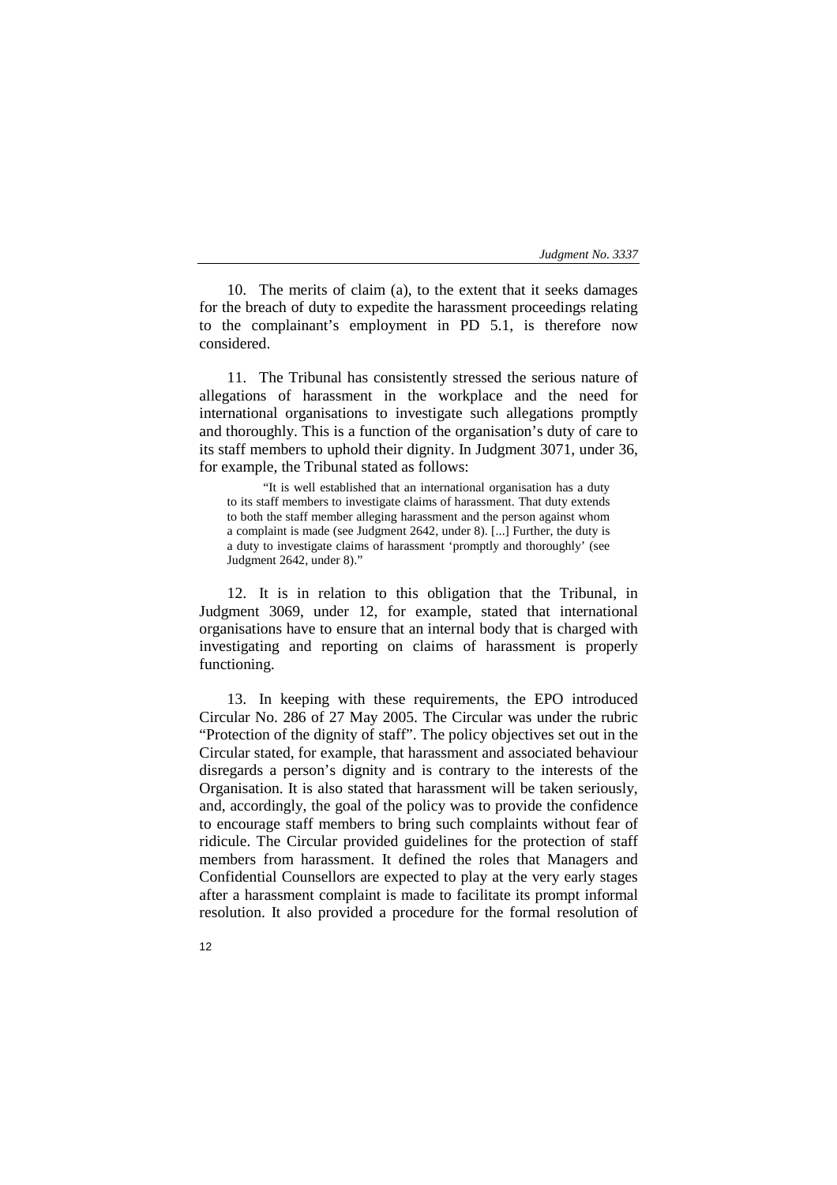10. The merits of claim (a), to the extent that it seeks damages for the breach of duty to expedite the harassment proceedings relating to the complainant's employment in PD 5.1, is therefore now considered.

11. The Tribunal has consistently stressed the serious nature of allegations of harassment in the workplace and the need for international organisations to investigate such allegations promptly and thoroughly. This is a function of the organisation's duty of care to its staff members to uphold their dignity. In Judgment 3071, under 36, for example, the Tribunal stated as follows:

> "It is well established that an international organisation has a duty to its staff members to investigate claims of harassment. That duty extends to both the staff member alleging harassment and the person against whom a complaint is made (see Judgment 2642, under 8). [...] Further, the duty is a duty to investigate claims of harassment 'promptly and thoroughly' (see Judgment 2642, under 8)."

12. It is in relation to this obligation that the Tribunal, in Judgment 3069, under 12, for example, stated that international organisations have to ensure that an internal body that is charged with investigating and reporting on claims of harassment is properly functioning.

13. In keeping with these requirements, the EPO introduced Circular No. 286 of 27 May 2005. The Circular was under the rubric "Protection of the dignity of staff". The policy objectives set out in the Circular stated, for example, that harassment and associated behaviour disregards a person's dignity and is contrary to the interests of the Organisation. It is also stated that harassment will be taken seriously, and, accordingly, the goal of the policy was to provide the confidence to encourage staff members to bring such complaints without fear of ridicule. The Circular provided guidelines for the protection of staff members from harassment. It defined the roles that Managers and Confidential Counsellors are expected to play at the very early stages after a harassment complaint is made to facilitate its prompt informal resolution. It also provided a procedure for the formal resolution of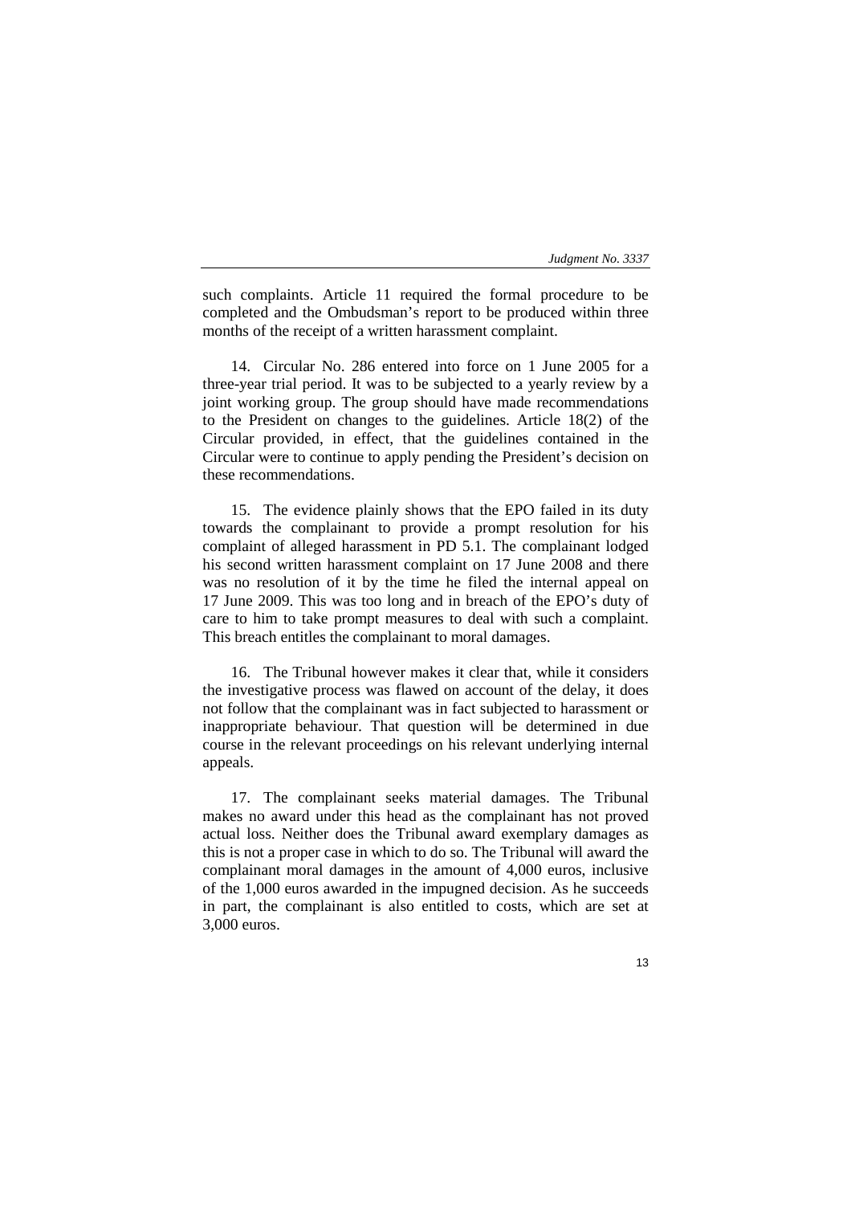such complaints. Article 11 required the formal procedure to be completed and the Ombudsman's report to be produced within three months of the receipt of a written harassment complaint.

14. Circular No. 286 entered into force on 1 June 2005 for a three-year trial period. It was to be subjected to a yearly review by a joint working group. The group should have made recommendations to the President on changes to the guidelines. Article 18(2) of the Circular provided, in effect, that the guidelines contained in the Circular were to continue to apply pending the President's decision on these recommendations.

15. The evidence plainly shows that the EPO failed in its duty towards the complainant to provide a prompt resolution for his complaint of alleged harassment in PD 5.1. The complainant lodged his second written harassment complaint on 17 June 2008 and there was no resolution of it by the time he filed the internal appeal on 17 June 2009. This was too long and in breach of the EPO's duty of care to him to take prompt measures to deal with such a complaint. This breach entitles the complainant to moral damages.

16. The Tribunal however makes it clear that, while it considers the investigative process was flawed on account of the delay, it does not follow that the complainant was in fact subjected to harassment or inappropriate behaviour. That question will be determined in due course in the relevant proceedings on his relevant underlying internal appeals.

17. The complainant seeks material damages. The Tribunal makes no award under this head as the complainant has not proved actual loss. Neither does the Tribunal award exemplary damages as this is not a proper case in which to do so. The Tribunal will award the complainant moral damages in the amount of 4,000 euros, inclusive of the 1,000 euros awarded in the impugned decision. As he succeeds in part, the complainant is also entitled to costs, which are set at 3,000 euros.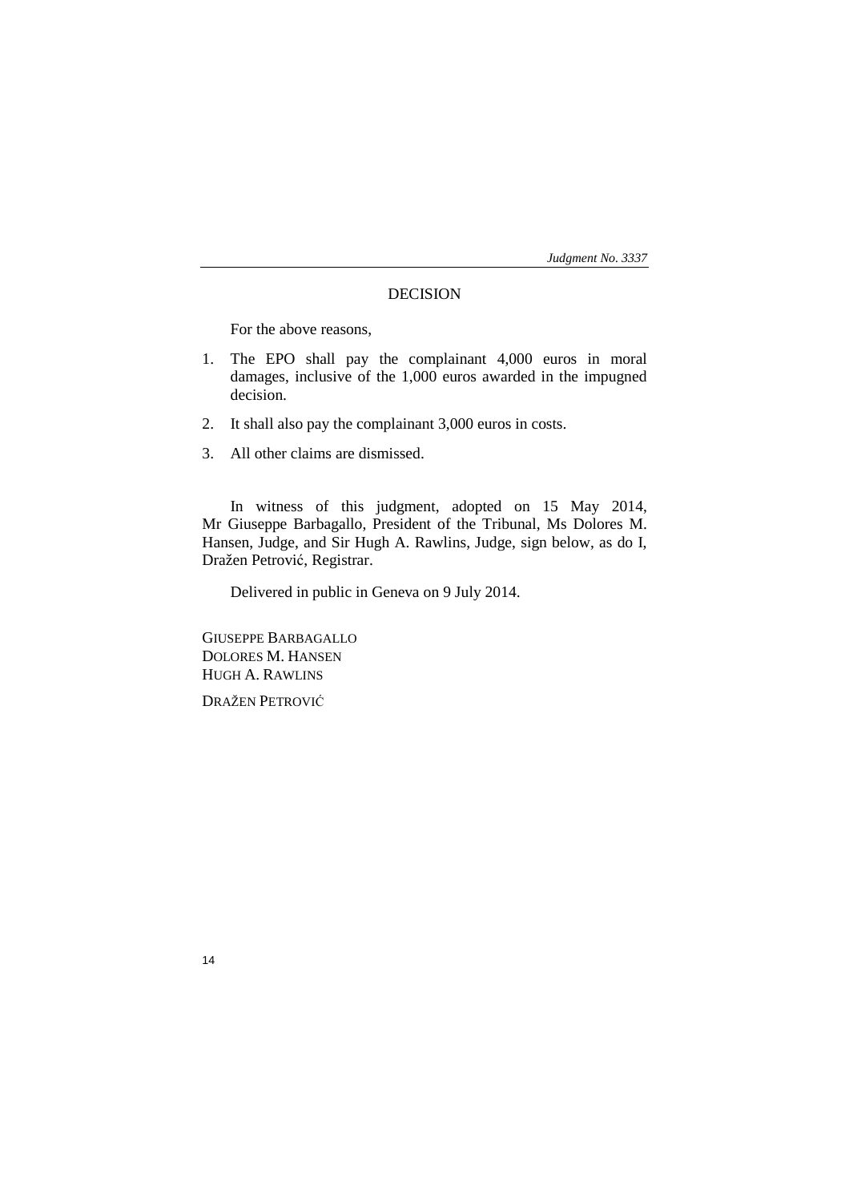## DECISION

For the above reasons,

1. The EPO shall pay the complainant 4,000 euros in moral damages, inclusive of the 1,000 euros awarded in the impugned decision.
2. It shall also pay the complainant 3,000 euros in costs.
3. All other claims are dismissed.

In witness of this judgment, adopted on 15 May 2014, Mr Giuseppe Barbagallo, President of the Tribunal, Ms Dolores M. Hansen, Judge, and Sir Hugh A. Rawlins, Judge, sign below, as do I, Dražen Petrović, Registrar.

Delivered in public in Geneva on 9 July 2014.

GIUSEPPE BARBAGALLO
DOLORES M. HANSEN
HUGH A. RAWLINS

DRAŽEN PETROVIĆ